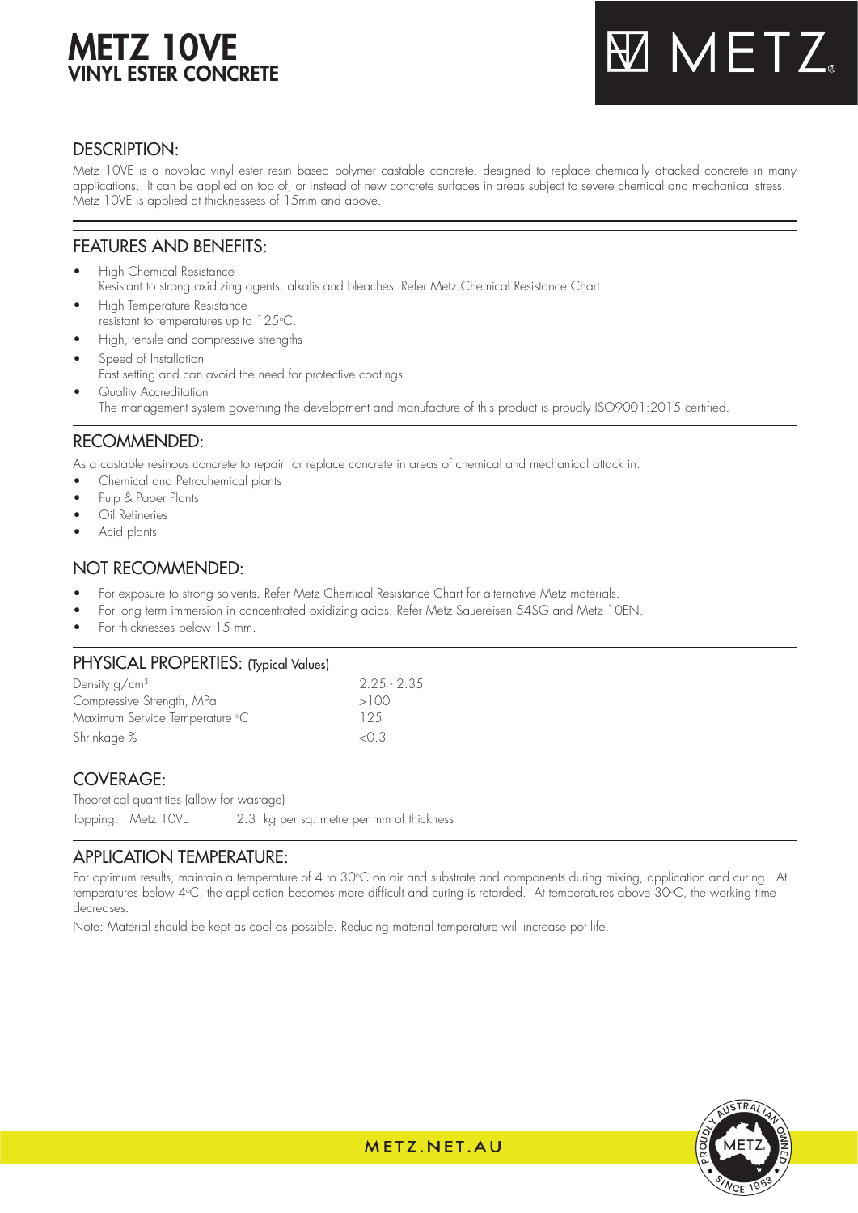# METZ 10VE
## VINYL ESTER CONCRETE

## DESCRIPTION:

Metz 10VE is a novolac vinyl ester resin based polymer castable concrete, designed to replace chemically attacked concrete in many applications. It can be applied on top of, or instead of new concrete surfaces in areas subject to severe chemical and mechanical stress. Metz 10VE is applied at thicknessess of 15mm and above.

## FEATURES AND BENEFITS:

- High Chemical Resistance
  Resistant to strong oxidizing agents, alkalis and bleaches. Refer Metz Chemical Resistance Chart.
- High Temperature Resistance
  resistant to temperatures up to 125ºC.
- High, tensile and compressive strengths
- Speed of Installation
  Fast setting and can avoid the need for protective coatings
- Quality Accreditation
  The management system governing the development and manufacture of this product is proudly ISO9001:2015 certified.

## RECOMMENDED:

As a castable resinous concrete to repair or replace concrete in areas of chemical and mechanical attack in:

- Chemical and Petrochemical plants
- Pulp & Paper Plants
- Oil Refineries
- Acid plants

## NOT RECOMMENDED:

- For exposure to strong solvents. Refer Metz Chemical Resistance Chart for alternative Metz materials.
- For long term immersion in concentrated oxidizing acids. Refer Metz Sauereisen 54SG and Metz 10EN.
- For thicknesses below 15 mm.

## PHYSICAL PROPERTIES: (Typical Values)

| Property | Value |
|---|---|
| Density g/cm³ | 2.25 - 2.35 |
| Compressive Strength, MPa | >100 |
| Maximum Service Temperature ºC | 125 |
| Shrinkage % | <0.3 |

## COVERAGE:

Theoretical quantities (allow for wastage)

Topping: Metz 10VE 2.3 kg per sq. metre per mm of thickness

## APPLICATION TEMPERATURE:

For optimum results, maintain a temperature of 4 to 30ºC on air and substrate and components during mixing, application and curing. At temperatures below 4ºC, the application becomes more difficult and curing is retarded. At temperatures above 30ºC, the working time decreases.

Note: Material should be kept as cool as possible. Reducing material temperature will increase pot life.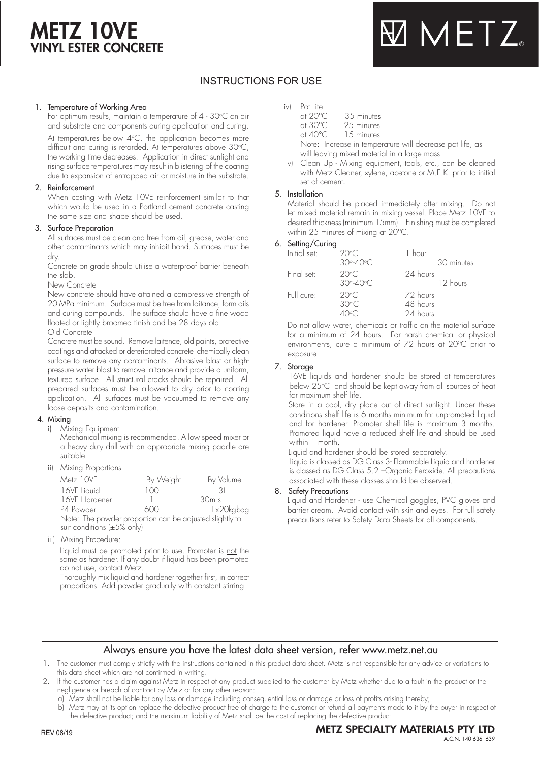# METZ 10VE
## VINYL ESTER CONCRETE

METZ

### INSTRUCTIONS FOR USE

1. **Temperature of Working Area**
   For optimum results, maintain a temperature of 4 - 30°C on air and substrate and components during application and curing.
   At temperatures below 4°C, the application becomes more difficult and curing is retarded. At temperatures above 30°C, the working time decreases. Application in direct sunlight and rising surface temperatures may result in blistering of the coating due to expansion of entrapped air or moisture in the substrate.

2. **Reinforcement**
   When casting with Metz 10VE reinforcement similar to that which would be used in a Portland cement concrete casting the same size and shape should be used.

3. **Surface Preparation**
   All surfaces must be clean and free from oil, grease, water and other contaminants which may inhibit bond. Surfaces must be dry.
   Concrete on grade should utilise a waterproof barrier beneath the slab.
   New Concrete
   New concrete should have attained a compressive strength of 20 MPa minimum. Surface must be free from laitance, form oils and curing compounds. The surface should have a fine wood floated or lightly broomed finish and be 28 days old.
   Old Concrete
   Concrete must be sound. Remove laitence, old paints, protective coatings and attacked or deteriorated concrete chemically clean surface to remove any contaminants. Abrasive blast or high-pressure water blast to remove laitance and provide a uniform, textured surface. All structural cracks should be repaired. All prepared surfaces must be allowed to dry prior to coating application. All surfaces must be vacuumed to remove any loose deposits and contamination.

4. **Mixing**
   i) Mixing Equipment
   Mechanical mixing is recommended. A low speed mixer or a heavy duty drill with an appropriate mixing paddle are suitable.

   ii) Mixing Proportions

| Metz 10VE | By Weight | By Volume |
|---|---|---|
| 16VE Liquid | 100 | 3L |
| 16VE Hardener | 1 | 30mLs |
| P4 Powder | 600 | 1x20kgbag |

   Note: The powder proportion can be adjusted slightly to suit conditions (±5% only)

   iii) Mixing Procedure:
   Liquid must be promoted prior to use. Promoter is not the same as hardener. If any doubt if liquid has been promoted do not use, contact Metz.
   Thoroughly mix liquid and hardener together first, in correct proportions. Add powder gradually with constant stirring.

   iv) Pot Life
   at 20°C 35 minutes
   at 30°C 25 minutes
   at 40°C 15 minutes
   Note: Increase in temperature will decrease pot life, as will leaving mixed material in a large mass.

   v) Clean Up - Mixing equipment, tools, etc., can be cleaned with Metz Cleaner, xylene, acetone or M.E.K. prior to initial set of cement.

5. **Installation**
   Material should be placed immediately after mixing. Do not let mixed material remain in mixing vessel. Place Metz 10VE to desired thickness (minimum 15mm). Finishing must be completed within 25 minutes of mixing at 20°C.

6. **Setting/Curing**

| | | |
|---|---|---|
| Initial set: | 20°C | 1 hour |
| | 30°-40°C | 30 minutes |
| Final set: | 20°C | 24 hours |
| | 30°-40°C | 12 hours |
| Full cure: | 20°C | 72 hours |
| | 30°C | 48 hours |
| | 40°C | 24 hours |

   Do not allow water, chemicals or traffic on the material surface for a minimum of 24 hours. For harsh chemical or physical environments, cure a minimum of 72 hours at 20°C prior to exposure.

7. **Storage**
   16VE liquids and hardener should be stored at temperatures below 25°C and should be kept away from all sources of heat for maximum shelf life.
   Store in a cool, dry place out of direct sunlight. Under these conditions shelf life is 6 months minimum for unpromoted liquid and for hardener. Promoter shelf life is maximum 3 months. Promoted liquid have a reduced shelf life and should be used within 1 month.
   Liquid and hardener should be stored separately.
   Liquid is classed as DG Class 3- Flammable Liquid and hardener is classed as DG Class 5.2 –Organic Peroxide. All precautions associated with these classes should be observed.

8. **Safety Precautions**
   Liquid and Hardener - use Chemical goggles, PVC gloves and barrier cream. Avoid contact with skin and eyes. For full safety precautions refer to Safety Data Sheets for all components.

Always ensure you have the latest data sheet version, refer www.metz.net.au

1. The customer must comply strictly with the instructions contained in this product data sheet. Metz is not responsible for any advice or variations to this data sheet which are not confirmed in writing.
2. If the customer has a claim against Metz in respect of any product supplied to the customer by Metz whether due to a fault in the product or the negligence or breach of contract by Metz or for any other reason:
   a) Metz shall not be liable for any loss or damage including consequential loss or damage or loss of profits arising thereby;
   b) Metz may at its option replace the defective product free of charge to the customer or refund all payments made to it by the buyer in respect of the defective product; and the maximum liability of Metz shall be the cost of replacing the defective product.

REV 08/19

**METZ SPECIALTY MATERIALS PTY LTD**
A.C.N. 140 636 639